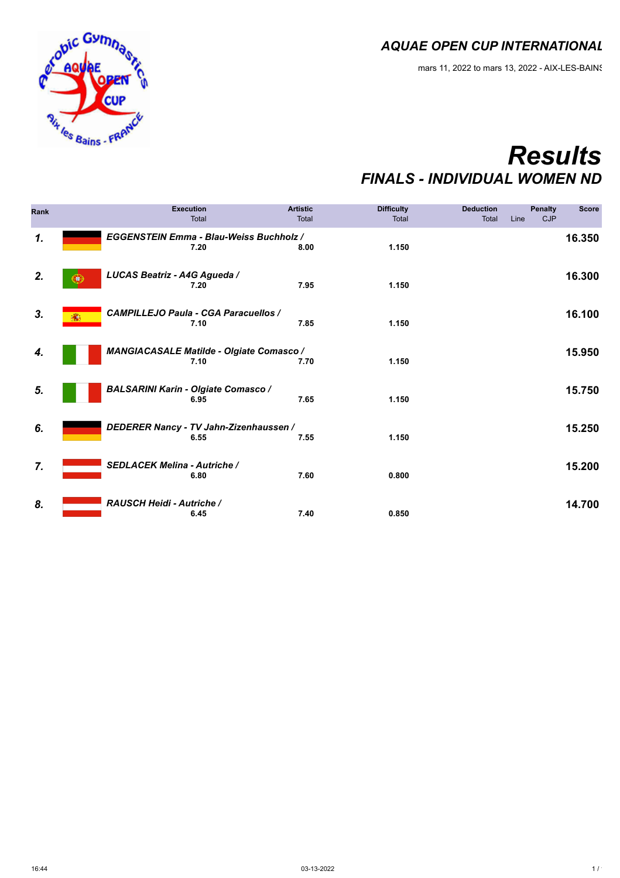# AQUAE OPEN CUP INTERNATIONAL

mars 11, 2022 to mars 13, 2022 - AIX-LES-BAINS

# Results

## FINALS - INDIVIDUAL WOMEN ND

| Rank | Name | Execution Total | Artistic Total | Difficulty Total | Deduction Total | Penalty Line | Penalty CJP | Score |
|---|---|---|---|---|---|---|---|---|
| 1. | EGGENSTEIN Emma - Blau-Weiss Buchholz / | 7.20 | 8.00 | 1.150 | | | | 16.350 |
| 2. | LUCAS Beatriz - A4G Agueda / | 7.20 | 7.95 | 1.150 | | | | 16.300 |
| 3. | CAMPILLEJO Paula - CGA Paracuellos / | 7.10 | 7.85 | 1.150 | | | | 16.100 |
| 4. | MANGIACASALE Matilde - Olgiate Comasco / | 7.10 | 7.70 | 1.150 | | | | 15.950 |
| 5. | BALSARINI Karin - Olgiate Comasco / | 6.95 | 7.65 | 1.150 | | | | 15.750 |
| 6. | DEDERER Nancy - TV Jahn-Zizenhaussen / | 6.55 | 7.55 | 1.150 | | | | 15.250 |
| 7. | SEDLACEK Melina - Autriche / | 6.80 | 7.60 | 0.800 | | | | 15.200 |
| 8. | RAUSCH Heidi - Autriche / | 6.45 | 7.40 | 0.850 | | | | 14.700 |

16:44 03-13-2022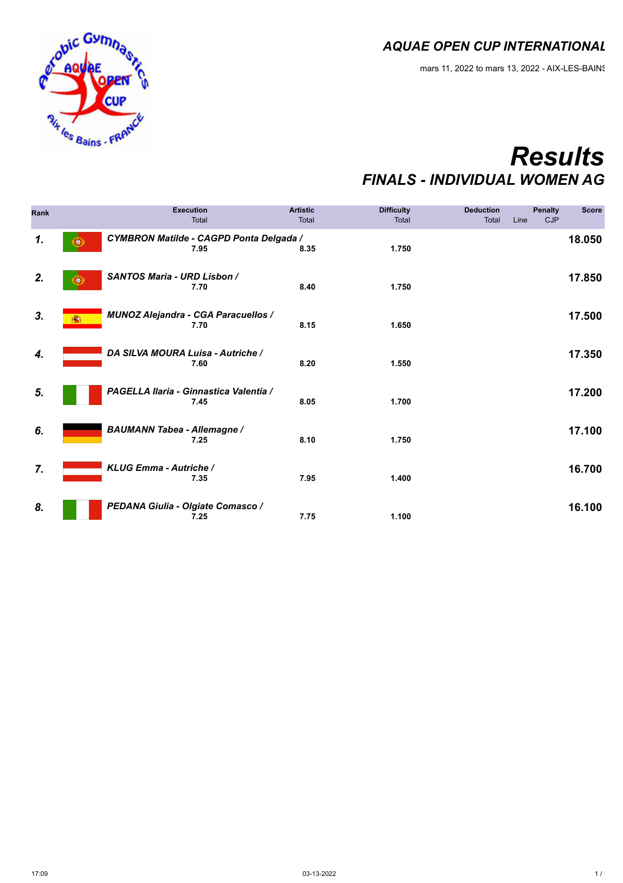# AQUAE OPEN CUP INTERNATIONAL

mars 11, 2022 to mars 13, 2022 - AIX-LES-BAINS

# Results

## FINALS - INDIVIDUAL WOMEN AG

| Rank | | Name | Execution Total | Artistic Total | Difficulty Total | Deduction Total | Line | Penalty CJP | Score |
|---|---|---|---|---|---|---|---|---|---|
| 1. | | CYMBRON Matilde - CAGPD Ponta Delgada / | 7.95 | 8.35 | 1.750 | | | | 18.050 |
| 2. | | SANTOS Maria - URD Lisbon / | 7.70 | 8.40 | 1.750 | | | | 17.850 |
| 3. | | MUNOZ Alejandra - CGA Paracuellos / | 7.70 | 8.15 | 1.650 | | | | 17.500 |
| 4. | | DA SILVA MOURA Luisa - Autriche / | 7.60 | 8.20 | 1.550 | | | | 17.350 |
| 5. | | PAGELLA Ilaria - Ginnastica Valentia / | 7.45 | 8.05 | 1.700 | | | | 17.200 |
| 6. | | BAUMANN Tabea - Allemagne / | 7.25 | 8.10 | 1.750 | | | | 17.100 |
| 7. | | KLUG Emma - Autriche / | 7.35 | 7.95 | 1.400 | | | | 16.700 |
| 8. | | PEDANA Giulia - Olgiate Comasco / | 7.25 | 7.75 | 1.100 | | | | 16.100 |

17:09 03-13-2022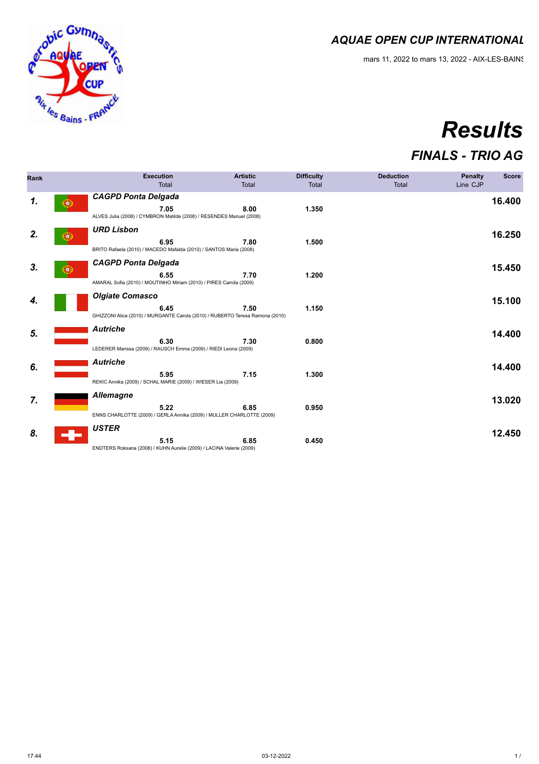## AQUAE OPEN CUP INTERNATIONAL

mars 11, 2022 to mars 13, 2022 - AIX-LES-BAINS

# Results

## FINALS - TRIO AG

| Rank | Team / Gymnasts | Execution Total | Artistic Total | Difficulty Total | Deduction Total | Penalty Line CJP | Score |
|---|---|---|---|---|---|---|---|
| 1. | **CAGPD Ponta Delgada**<br>ALVES Julia (2008) / CYMBRON Matilde (2008) / RESENDES Manuel (2008) | 7.05 | 8.00 | 1.350 | | | 16.400 |
| 2. | **URD Lisbon**<br>BRITO Rafaela (2010) / MACEDO Mafalda (2010) / SANTOS Maria (2008) | 6.95 | 7.80 | 1.500 | | | 16.250 |
| 3. | **CAGPD Ponta Delgada**<br>AMARAL Sofia (2010) / MOUTINHO Miriam (2010) / PIRES Camila (2009) | 6.55 | 7.70 | 1.200 | | | 15.450 |
| 4. | **Olgiate Comasco**<br>GHIZZONI Alice (2010) / MURGANTE Carola (2010) / RUBERTO Teresa Ramona (2010) | 6.45 | 7.50 | 1.150 | | | 15.100 |
| 5. | **Autriche**<br>LEDERER Marissa (2009) / RAUSCH Emma (2009) / RIEDl Leona (2009) | 6.30 | 7.30 | 0.800 | | | 14.400 |
| 6. | **Autriche**<br>REKIC Annika (2009) / SCHAL MARIE (2009) / WIESER Lia (2009) | 5.95 | 7.15 | 1.300 | | | 14.400 |
| 7. | **Allemagne**<br>ENNS CHARLOTTE (2009) / GERLA Annika (2009) / MULLER CHARLOTTE (2009) | 5.22 | 6.85 | 0.950 | | | 13.020 |
| 8. | **USTER**<br>ENDTERS Roksana (2008) / KUHN Aurelie (2009) / LACINA Valerie (2009) | 5.15 | 6.85 | 0.450 | | | 12.450 |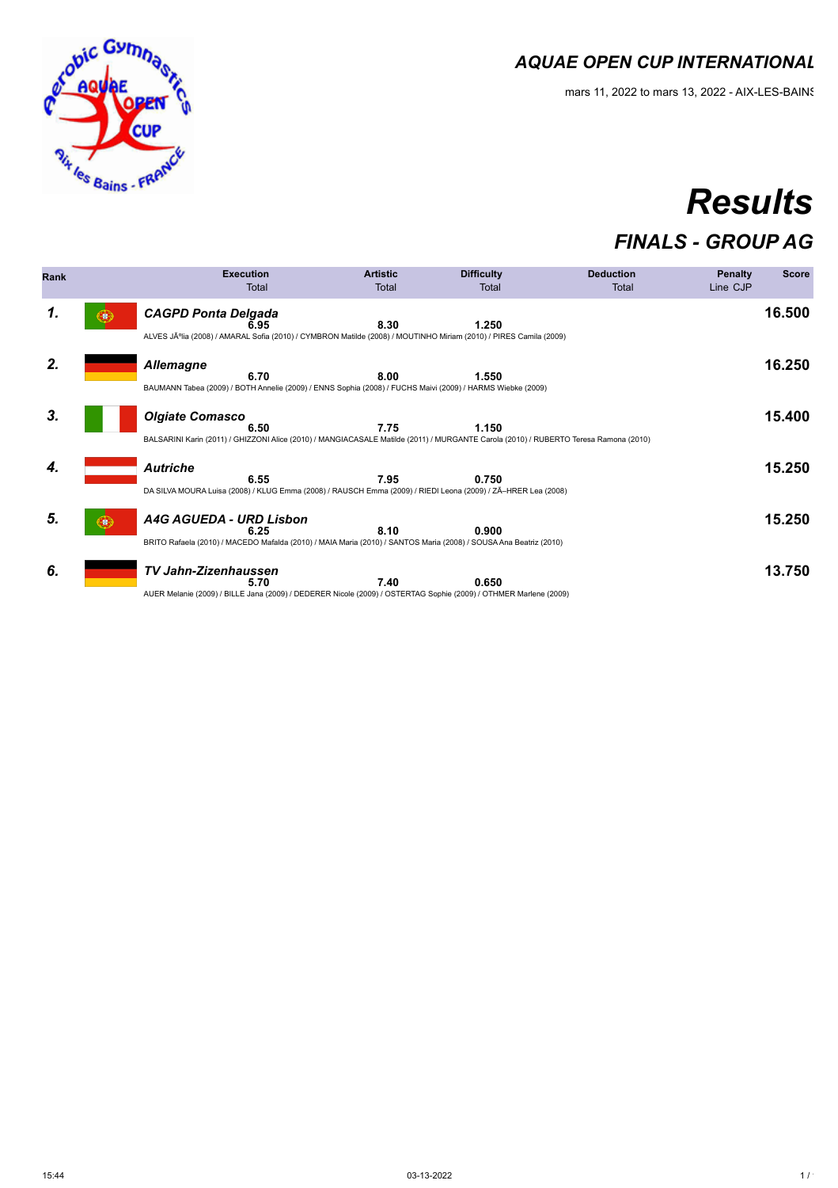## AQUAE OPEN CUP INTERNATIONAL

mars 11, 2022 to mars 13, 2022 - AIX-LES-BAINS

# Results

## FINALS - GROUP AG

| Rank | Team | Execution Total | Artistic Total | Difficulty Total | Deduction Total | Penalty Line CJP | Score |
|---|---|---|---|---|---|---|---|
| 1. | CAGPD Ponta Delgada | 6.95 | 8.30 | 1.250 | | | 16.500 |
| | ALVES JÃºlia (2008) / AMARAL Sofia (2010) / CYMBRON Matilde (2008) / MOUTINHO Miriam (2010) / PIRES Camila (2009) | | | | | | |
| 2. | Allemagne | 6.70 | 8.00 | 1.550 | | | 16.250 |
| | BAUMANN Tabea (2009) / BOTH Annelie (2009) / ENNS Sophia (2008) / FUCHS Maivi (2009) / HARMS Wiebke (2009) | | | | | | |
| 3. | Olgiate Comasco | 6.50 | 7.75 | 1.150 | | | 15.400 |
| | BALSARINI Karin (2011) / GHIZZONI Alice (2010) / MANGIACASALE Matilde (2011) / MURGANTE Carola (2010) / RUBERTO Teresa Ramona (2010) | | | | | | |
| 4. | Autriche | 6.55 | 7.95 | 0.750 | | | 15.250 |
| | DA SILVA MOURA Luisa (2008) / KLUG Emma (2008) / RAUSCH Emma (2009) / RIEDI Leona (2009) / ZÃ–HRER Lea (2008) | | | | | | |
| 5. | A4G AGUEDA - URD Lisbon | 6.25 | 8.10 | 0.900 | | | 15.250 |
| | BRITO Rafaela (2010) / MACEDO Mafalda (2010) / MAIA Maria (2010) / SANTOS Maria (2008) / SOUSA Ana Beatriz (2010) | | | | | | |
| 6. | TV Jahn-Zizenhaussen | 5.70 | 7.40 | 0.650 | | | 13.750 |
| | AUER Melanie (2009) / BILLE Jana (2009) / DEDERER Nicole (2009) / OSTERTAG Sophie (2009) / OTHMER Marlene (2009) | | | | | | |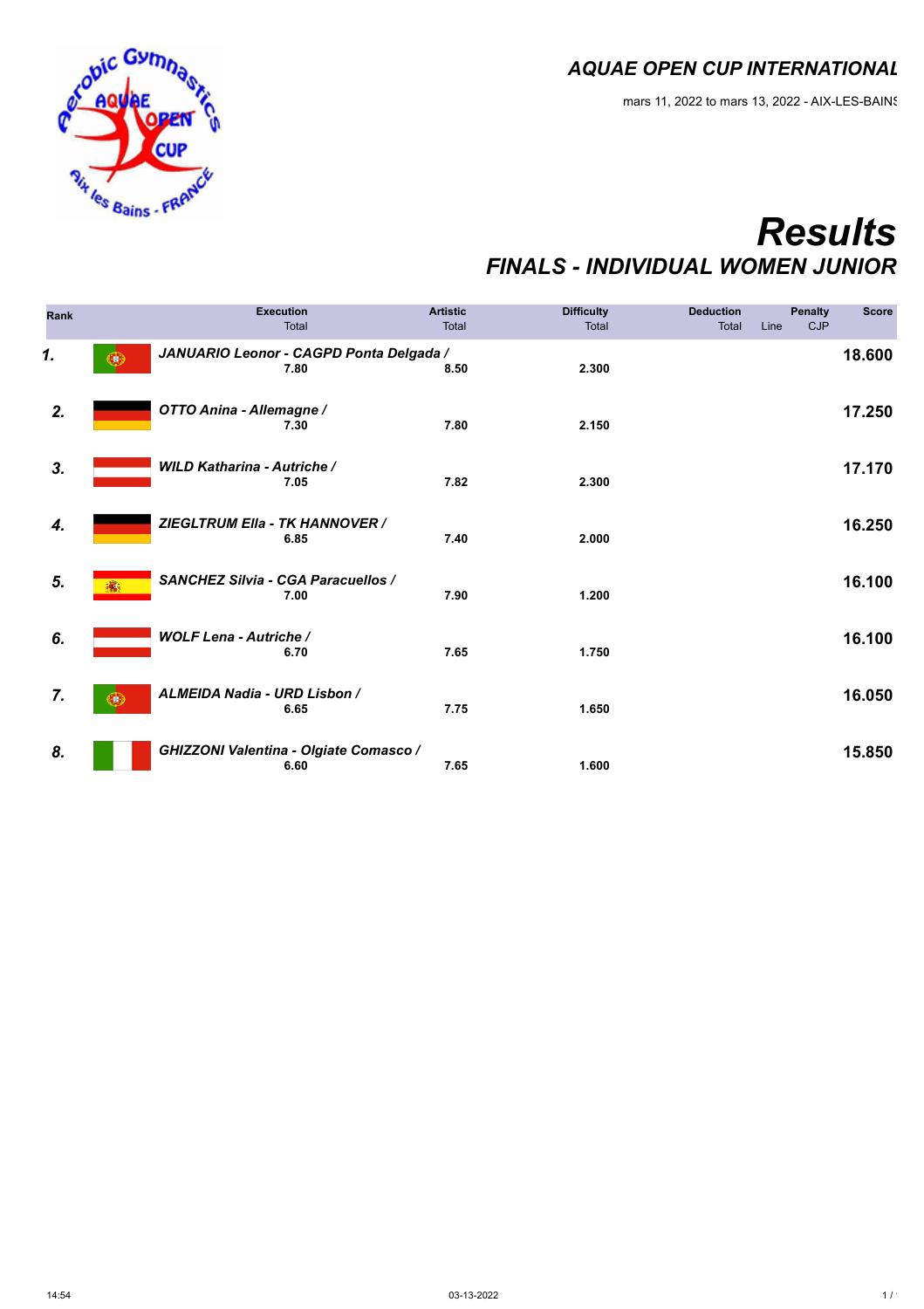## AQUAE OPEN CUP INTERNATIONAL

mars 11, 2022 to mars 13, 2022 - AIX-LES-BAINS

# Results

## FINALS - INDIVIDUAL WOMEN JUNIOR

| Rank | Gymnast | Execution Total | Artistic Total | Difficulty Total | Deduction Total | Line | Penalty CJP | Score |
|---|---|---|---|---|---|---|---|---|
| 1. | JANUARIO Leonor - CAGPD Ponta Delgada / | 7.80 | 8.50 | 2.300 | | | | 18.600 |
| 2. | OTTO Anina - Allemagne / | 7.30 | 7.80 | 2.150 | | | | 17.250 |
| 3. | WILD Katharina - Autriche / | 7.05 | 7.82 | 2.300 | | | | 17.170 |
| 4. | ZIEGLTRUM Ella - TK HANNOVER / | 6.85 | 7.40 | 2.000 | | | | 16.250 |
| 5. | SANCHEZ Silvia - CGA Paracuellos / | 7.00 | 7.90 | 1.200 | | | | 16.100 |
| 6. | WOLF Lena - Autriche / | 6.70 | 7.65 | 1.750 | | | | 16.100 |
| 7. | ALMEIDA Nadia - URD Lisbon / | 6.65 | 7.75 | 1.650 | | | | 16.050 |
| 8. | GHIZZONI Valentina - Olgiate Comasco / | 6.60 | 7.65 | 1.600 | | | | 15.850 |

14:54 03-13-2022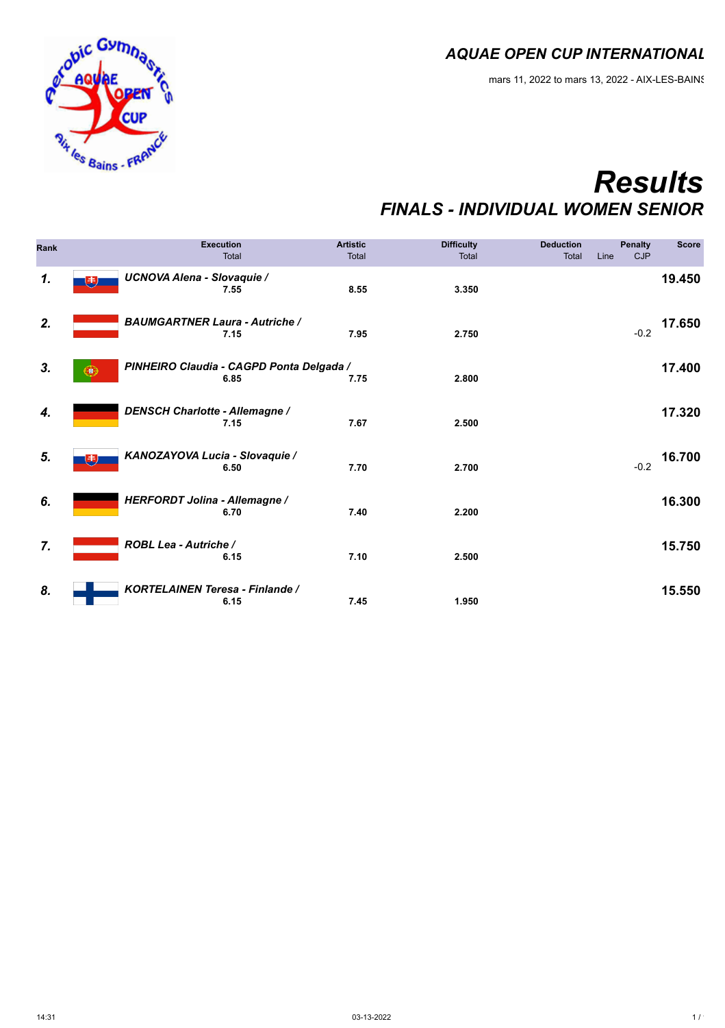## AQUAE OPEN CUP INTERNATIONAL

mars 11, 2022 to mars 13, 2022 - AIX-LES-BAINS

# Results

## FINALS - INDIVIDUAL WOMEN SENIOR

| Rank | Name | Execution Total | Artistic Total | Difficulty Total | Deduction Total | Line | Penalty CJP | Score |
|---|---|---|---|---|---|---|---|---|
| 1. | UCNOVA Alena - Slovaquie / | 7.55 | 8.55 | 3.350 | | | | 19.450 |
| 2. | BAUMGARTNER Laura - Autriche / | 7.15 | 7.95 | 2.750 | | | -0.2 | 17.650 |
| 3. | PINHEIRO Claudia - CAGPD Ponta Delgada / | 6.85 | 7.75 | 2.800 | | | | 17.400 |
| 4. | DENSCH Charlotte - Allemagne / | 7.15 | 7.67 | 2.500 | | | | 17.320 |
| 5. | KANOZAYOVA Lucia - Slovaquie / | 6.50 | 7.70 | 2.700 | | | -0.2 | 16.700 |
| 6. | HERFORDT Jolina - Allemagne / | 6.70 | 7.40 | 2.200 | | | | 16.300 |
| 7. | ROBL Lea - Autriche / | 6.15 | 7.10 | 2.500 | | | | 15.750 |
| 8. | KORTELAINEN Teresa - Finlande / | 6.15 | 7.45 | 1.950 | | | | 15.550 |

14:31 03-13-2022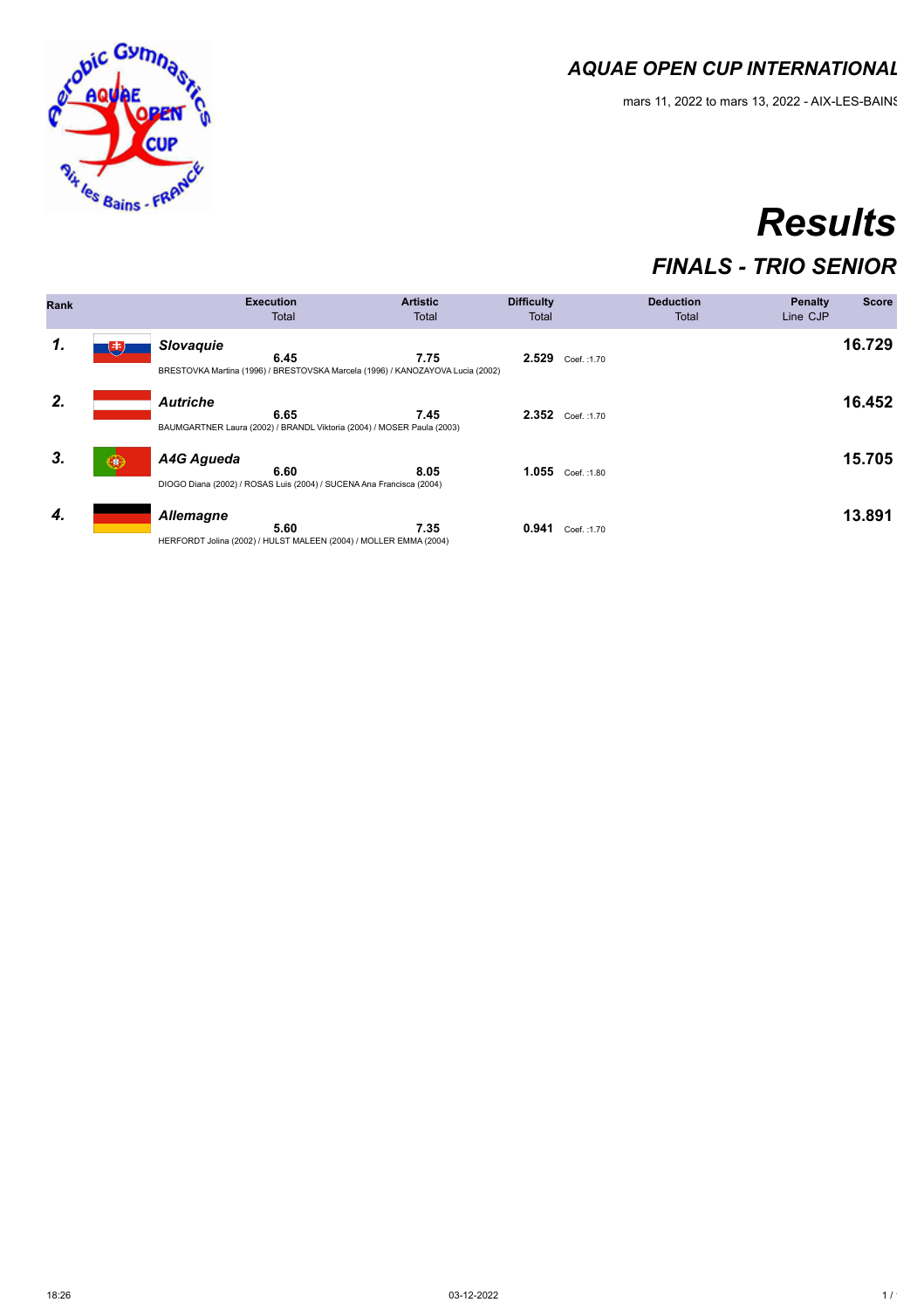## AQUAE OPEN CUP INTERNATIONAL

mars 11, 2022 to mars 13, 2022 - AIX-LES-BAINS

# Results

## FINALS - TRIO SENIOR

| Rank | | Execution Total | Artistic Total | Difficulty Total | | Deduction Total | Penalty Line CJP | Score |
|---|---|---|---|---|---|---|---|---|
| 1. | Slovaquie<br>BRESTOVKA Martina (1996) / BRESTOVSKA Marcela (1996) / KANOZAYOVA Lucia (2002) | 6.45 | 7.75 | 2.529 | Coef. :1.70 | | | 16.729 |
| 2. | Autriche<br>BAUMGARTNER Laura (2002) / BRANDL Viktoria (2004) / MOSER Paula (2003) | 6.65 | 7.45 | 2.352 | Coef. :1.70 | | | 16.452 |
| 3. | A4G Agueda<br>DIOGO Diana (2002) / ROSAS Luis (2004) / SUCENA Ana Francisca (2004) | 6.60 | 8.05 | 1.055 | Coef. :1.80 | | | 15.705 |
| 4. | Allemagne<br>HERFORDT Jolina (2002) / HULST MALEEN (2004) / MOLLER EMMA (2004) | 5.60 | 7.35 | 0.941 | Coef. :1.70 | | | 13.891 |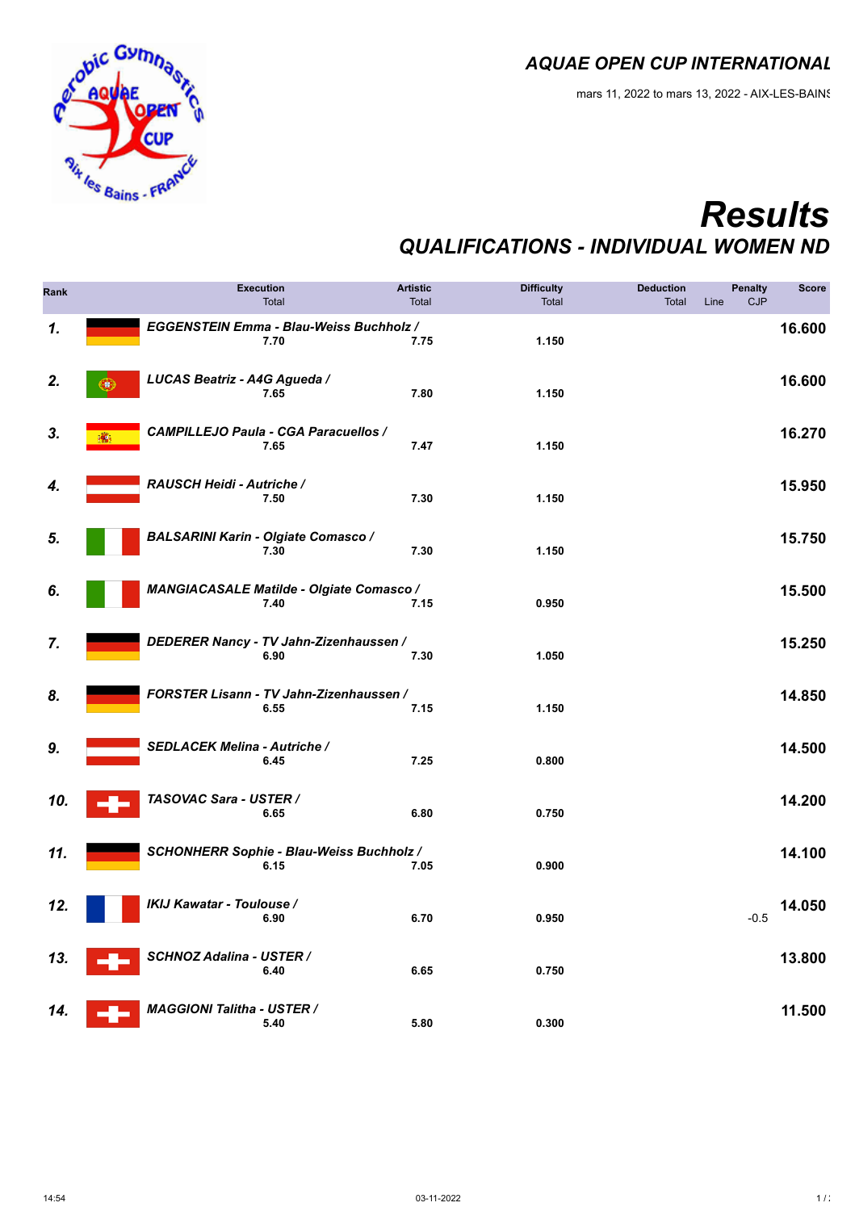# AQUAE OPEN CUP INTERNATIONAL

mars 11, 2022 to mars 13, 2022 - AIX-LES-BAINS

# Results

## QUALIFICATIONS - INDIVIDUAL WOMEN ND

| Rank | Name | Execution Total | Artistic Total | Difficulty Total | Deduction Total | Penalty Line | Penalty CJP | Score |
|---|---|---|---|---|---|---|---|---|
| 1. | EGGENSTEIN Emma - Blau-Weiss Buchholz / | 7.70 | 7.75 | 1.150 | | | | 16.600 |
| 2. | LUCAS Beatriz - A4G Agueda / | 7.65 | 7.80 | 1.150 | | | | 16.600 |
| 3. | CAMPILLEJO Paula - CGA Paracuellos / | 7.65 | 7.47 | 1.150 | | | | 16.270 |
| 4. | RAUSCH Heidi - Autriche / | 7.50 | 7.30 | 1.150 | | | | 15.950 |
| 5. | BALSARINI Karin - Olgiate Comasco / | 7.30 | 7.30 | 1.150 | | | | 15.750 |
| 6. | MANGIACASALE Matilde - Olgiate Comasco / | 7.40 | 7.15 | 0.950 | | | | 15.500 |
| 7. | DEDERER Nancy - TV Jahn-Zizenhausen / | 6.90 | 7.30 | 1.050 | | | | 15.250 |
| 8. | FORSTER Lisann - TV Jahn-Zizenhausen / | 6.55 | 7.15 | 1.150 | | | | 14.850 |
| 9. | SEDLACEK Melina - Autriche / | 6.45 | 7.25 | 0.800 | | | | 14.500 |
| 10. | TASOVAC Sara - USTER / | 6.65 | 6.80 | 0.750 | | | | 14.200 |
| 11. | SCHONHERR Sophie - Blau-Weiss Buchholz / | 6.15 | 7.05 | 0.900 | | | | 14.100 |
| 12. | IKIJ Kawatar - Toulouse / | 6.90 | 6.70 | 0.950 | | | -0.5 | 14.050 |
| 13. | SCHNOZ Adalina - USTER / | 6.40 | 6.65 | 0.750 | | | | 13.800 |
| 14. | MAGGIONI Talitha - USTER / | 5.40 | 5.80 | 0.300 | | | | 11.500 |

14:54 03-11-2022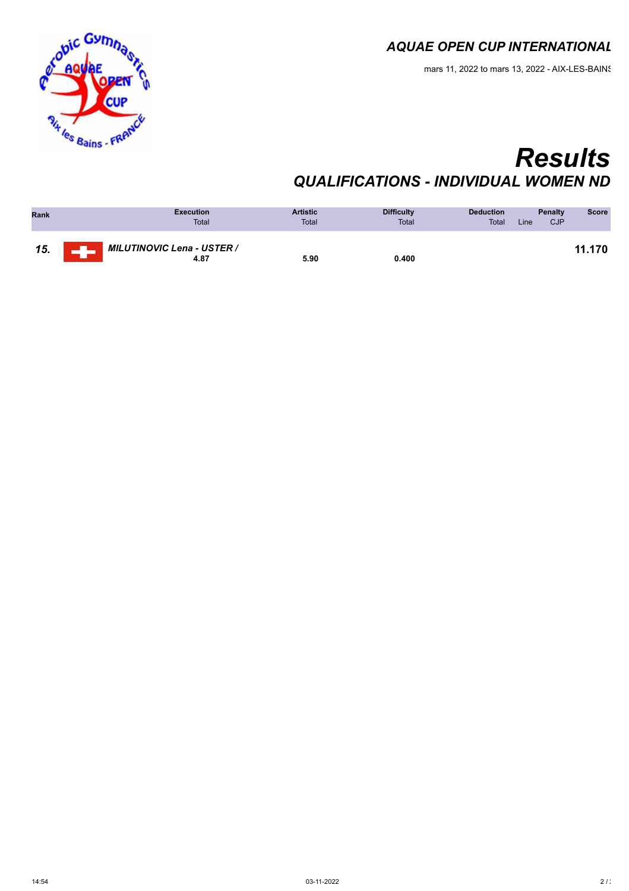## AQUAE OPEN CUP INTERNATIONAL

mars 11, 2022 to mars 13, 2022 - AIX-LES-BAINS

# Results

## QUALIFICATIONS - INDIVIDUAL WOMEN ND

| Rank | | Execution Total | Artistic Total | Difficulty Total | Deduction Total | Penalty Line | Penalty CJP | Score |
|---|---|---|---|---|---|---|---|---|
| 15. | MILUTINOVIC Lena - USTER / | 4.87 | 5.90 | 0.400 | | | | 11.170 |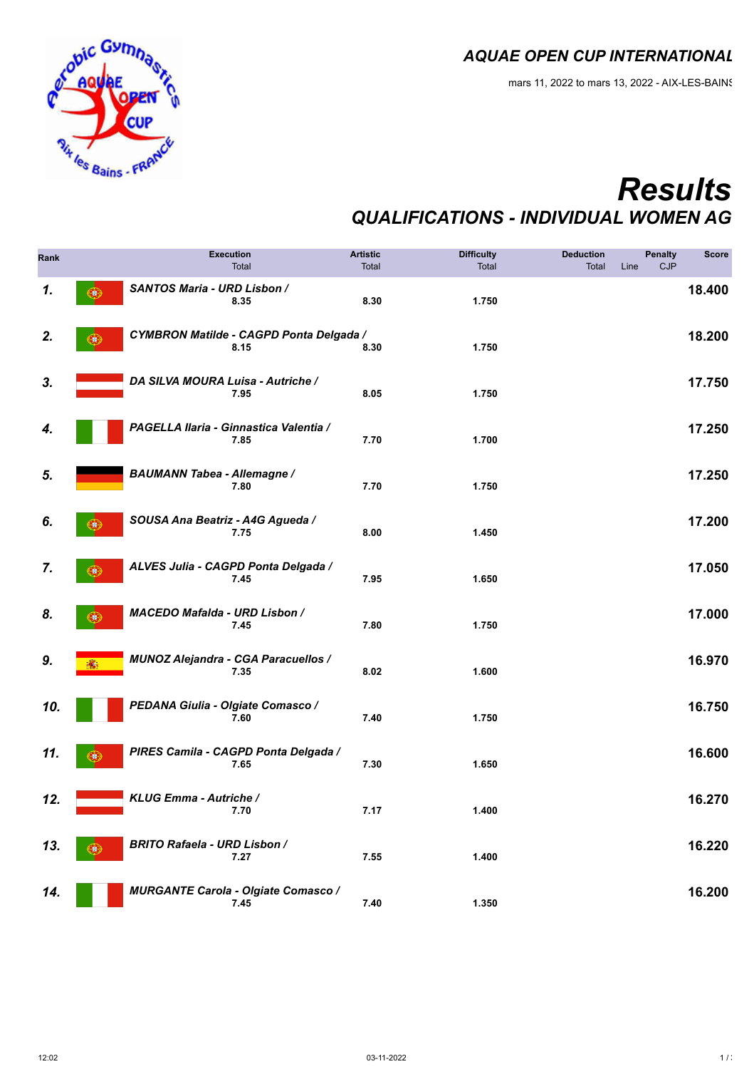## AQUAE OPEN CUP INTERNATIONAL

mars 11, 2022 to mars 13, 2022 - AIX-LES-BAINS

# Results

## QUALIFICATIONS - INDIVIDUAL WOMEN AG

| Rank | | Name | Execution Total | Artistic Total | Difficulty Total | Deduction Total | Penalty Line | Penalty CJP | Score |
|---|---|---|---|---|---|---|---|---|---|
| 1. | | SANTOS Maria - URD Lisbon / | 8.35 | 8.30 | 1.750 | | | | 18.400 |
| 2. | | CYMBRON Matilde - CAGPD Ponta Delgada / | 8.15 | 8.30 | 1.750 | | | | 18.200 |
| 3. | | DA SILVA MOURA Luisa - Autriche / | 7.95 | 8.05 | 1.750 | | | | 17.750 |
| 4. | | PAGELLA Ilaria - Ginnastica Valentia / | 7.85 | 7.70 | 1.700 | | | | 17.250 |
| 5. | | BAUMANN Tabea - Allemagne / | 7.80 | 7.70 | 1.750 | | | | 17.250 |
| 6. | | SOUSA Ana Beatriz - A4G Agueda / | 7.75 | 8.00 | 1.450 | | | | 17.200 |
| 7. | | ALVES Julia - CAGPD Ponta Delgada / | 7.45 | 7.95 | 1.650 | | | | 17.050 |
| 8. | | MACEDO Mafalda - URD Lisbon / | 7.45 | 7.80 | 1.750 | | | | 17.000 |
| 9. | | MUNOZ Alejandra - CGA Paracuellos / | 7.35 | 8.02 | 1.600 | | | | 16.970 |
| 10. | | PEDANA Giulia - Olgiate Comasco / | 7.60 | 7.40 | 1.750 | | | | 16.750 |
| 11. | | PIRES Camila - CAGPD Ponta Delgada / | 7.65 | 7.30 | 1.650 | | | | 16.600 |
| 12. | | KLUG Emma - Autriche / | 7.70 | 7.17 | 1.400 | | | | 16.270 |
| 13. | | BRITO Rafaela - URD Lisbon / | 7.27 | 7.55 | 1.400 | | | | 16.220 |
| 14. | | MURGANTE Carola - Olgiate Comasco / | 7.45 | 7.40 | 1.350 | | | | 16.200 |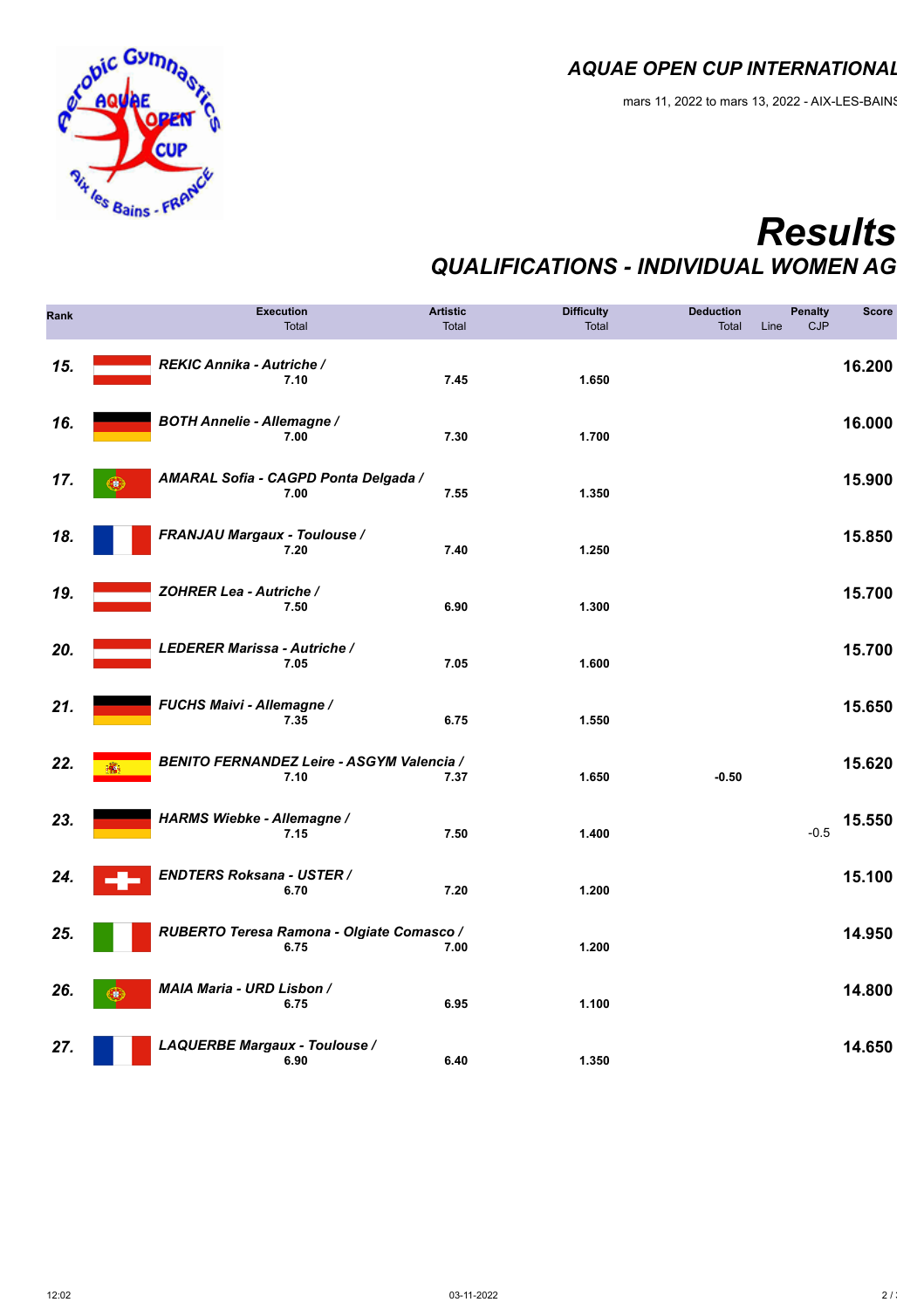## AQUAE OPEN CUP INTERNATIONAL

mars 11, 2022 to mars 13, 2022 - AIX-LES-BAINS

# Results

## QUALIFICATIONS - INDIVIDUAL WOMEN AG

| Rank | Name | Execution Total | Artistic Total | Difficulty Total | Deduction Total | Penalty Line | Penalty CJP | Score |
|---|---|---|---|---|---|---|---|---|
| 15. | REKIC Annika - Autriche / | 7.10 | 7.45 | 1.650 | | | | 16.200 |
| 16. | BOTH Annelie - Allemagne / | 7.00 | 7.30 | 1.700 | | | | 16.000 |
| 17. | AMARAL Sofia - CAGPD Ponta Delgada / | 7.00 | 7.55 | 1.350 | | | | 15.900 |
| 18. | FRANJAU Margaux - Toulouse / | 7.20 | 7.40 | 1.250 | | | | 15.850 |
| 19. | ZOHRER Lea - Autriche / | 7.50 | 6.90 | 1.300 | | | | 15.700 |
| 20. | LEDERER Marissa - Autriche / | 7.05 | 7.05 | 1.600 | | | | 15.700 |
| 21. | FUCHS Maivi - Allemagne / | 7.35 | 6.75 | 1.550 | | | | 15.650 |
| 22. | BENITO FERNANDEZ Leire - ASGYM Valencia / | 7.10 | 7.37 | 1.650 | -0.50 | | | 15.620 |
| 23. | HARMS Wiebke - Allemagne / | 7.15 | 7.50 | 1.400 | | | -0.5 | 15.550 |
| 24. | ENDTERS Roksana - USTER / | 6.70 | 7.20 | 1.200 | | | | 15.100 |
| 25. | RUBERTO Teresa Ramona - Olgiate Comasco / | 6.75 | 7.00 | 1.200 | | | | 14.950 |
| 26. | MAIA Maria - URD Lisbon / | 6.75 | 6.95 | 1.100 | | | | 14.800 |
| 27. | LAQUERBE Margaux - Toulouse / | 6.90 | 6.40 | 1.350 | | | | 14.650 |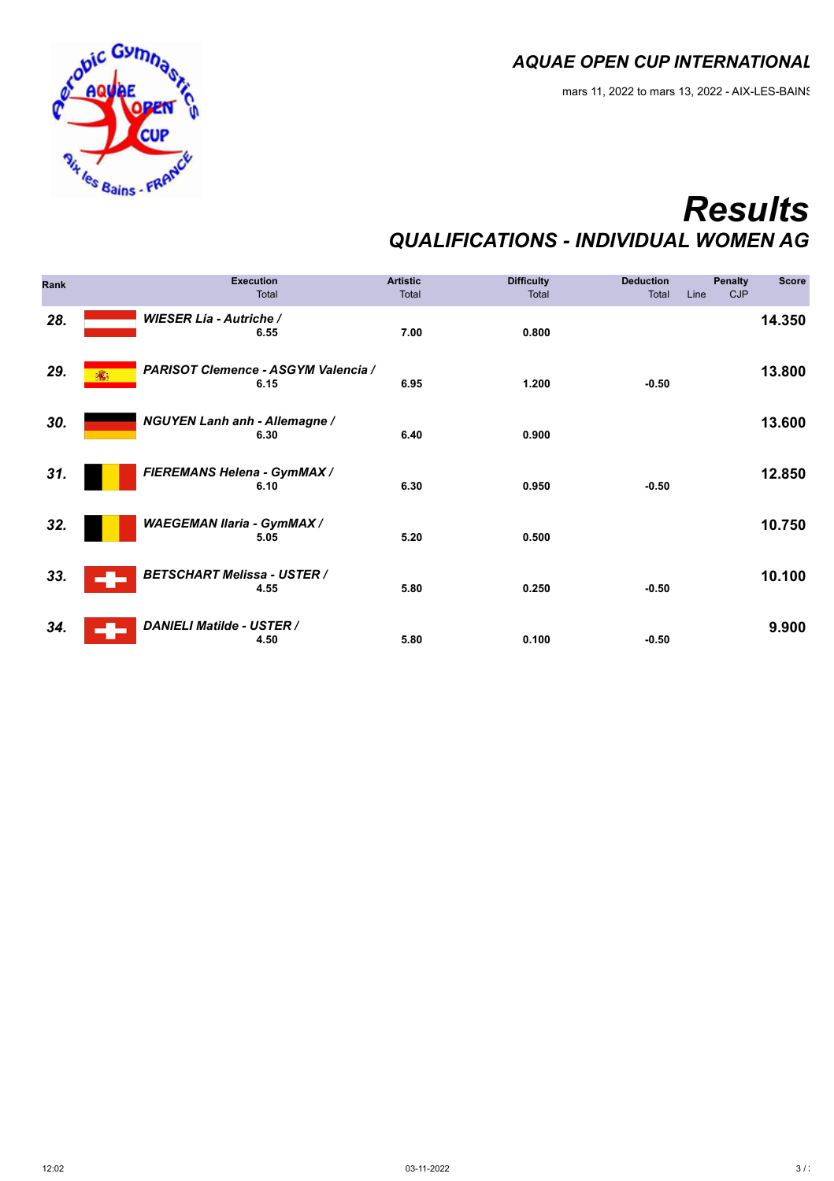## AQUAE OPEN CUP INTERNATIONAL

mars 11, 2022 to mars 13, 2022 - AIX-LES-BAINS

# Results

## QUALIFICATIONS - INDIVIDUAL WOMEN AG

| Rank | Name | Execution Total | Artistic Total | Difficulty Total | Deduction Total | Penalty Line | Penalty CJP | Score |
|---|---|---|---|---|---|---|---|---|
| 28. | WIESER Lia - Autriche / | 6.55 | 7.00 | 0.800 | | | | 14.350 |
| 29. | PARISOT Clemence - ASGYM Valencia / | 6.15 | 6.95 | 1.200 | -0.50 | | | 13.800 |
| 30. | NGUYEN Lanh anh - Allemagne / | 6.30 | 6.40 | 0.900 | | | | 13.600 |
| 31. | FIEREMANS Helena - GymMAX / | 6.10 | 6.30 | 0.950 | -0.50 | | | 12.850 |
| 32. | WAEGEMAN Ilaria - GymMAX / | 5.05 | 5.20 | 0.500 | | | | 10.750 |
| 33. | BETSCHART Melissa - USTER / | 4.55 | 5.80 | 0.250 | -0.50 | | | 10.100 |
| 34. | DANIELI Matilde - USTER / | 4.50 | 5.80 | 0.100 | -0.50 | | | 9.900 |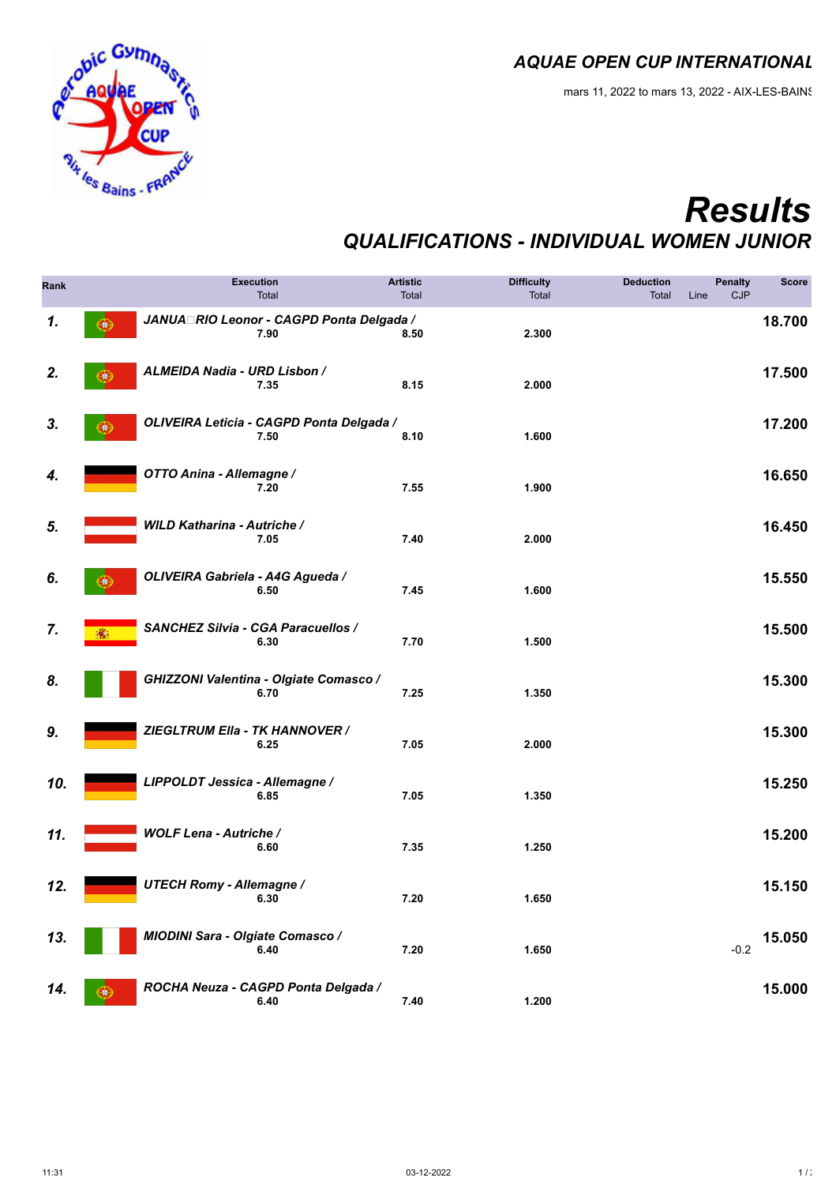# AQUAE OPEN CUP INTERNATIONAL

mars 11, 2022 to mars 13, 2022 - AIX-LES-BAINS

# Results

## QUALIFICATIONS - INDIVIDUAL WOMEN JUNIOR

| Rank | Name | Execution Total | Artistic Total | Difficulty Total | Deduction Total | Deduction Line | Penalty CJP | Score |
|---|---|---|---|---|---|---|---|---|
| 1. | JANUA□RIO Leonor - CAGPD Ponta Delgada / | 7.90 | 8.50 | 2.300 | | | | 18.700 |
| 2. | ALMEIDA Nadia - URD Lisbon / | 7.35 | 8.15 | 2.000 | | | | 17.500 |
| 3. | OLIVEIRA Leticia - CAGPD Ponta Delgada / | 7.50 | 8.10 | 1.600 | | | | 17.200 |
| 4. | OTTO Anina - Allemagne / | 7.20 | 7.55 | 1.900 | | | | 16.650 |
| 5. | WILD Katharina - Autriche / | 7.05 | 7.40 | 2.000 | | | | 16.450 |
| 6. | OLIVEIRA Gabriela - A4G Agueda / | 6.50 | 7.45 | 1.600 | | | | 15.550 |
| 7. | SANCHEZ Silvia - CGA Paracuellos / | 6.30 | 7.70 | 1.500 | | | | 15.500 |
| 8. | GHIZZONI Valentina - Olgiate Comasco / | 6.70 | 7.25 | 1.350 | | | | 15.300 |
| 9. | ZIEGLTRUM Ella - TK HANNOVER / | 6.25 | 7.05 | 2.000 | | | | 15.300 |
| 10. | LIPPOLDT Jessica - Allemagne / | 6.85 | 7.05 | 1.350 | | | | 15.250 |
| 11. | WOLF Lena - Autriche / | 6.60 | 7.35 | 1.250 | | | | 15.200 |
| 12. | UTECH Romy - Allemagne / | 6.30 | 7.20 | 1.650 | | | | 15.150 |
| 13. | MIODINI Sara - Olgiate Comasco / | 6.40 | 7.20 | 1.650 | | | -0.2 | 15.050 |
| 14. | ROCHA Neuza - CAGPD Ponta Delgada / | 6.40 | 7.40 | 1.200 | | | | 15.000 |

11:31 03-12-2022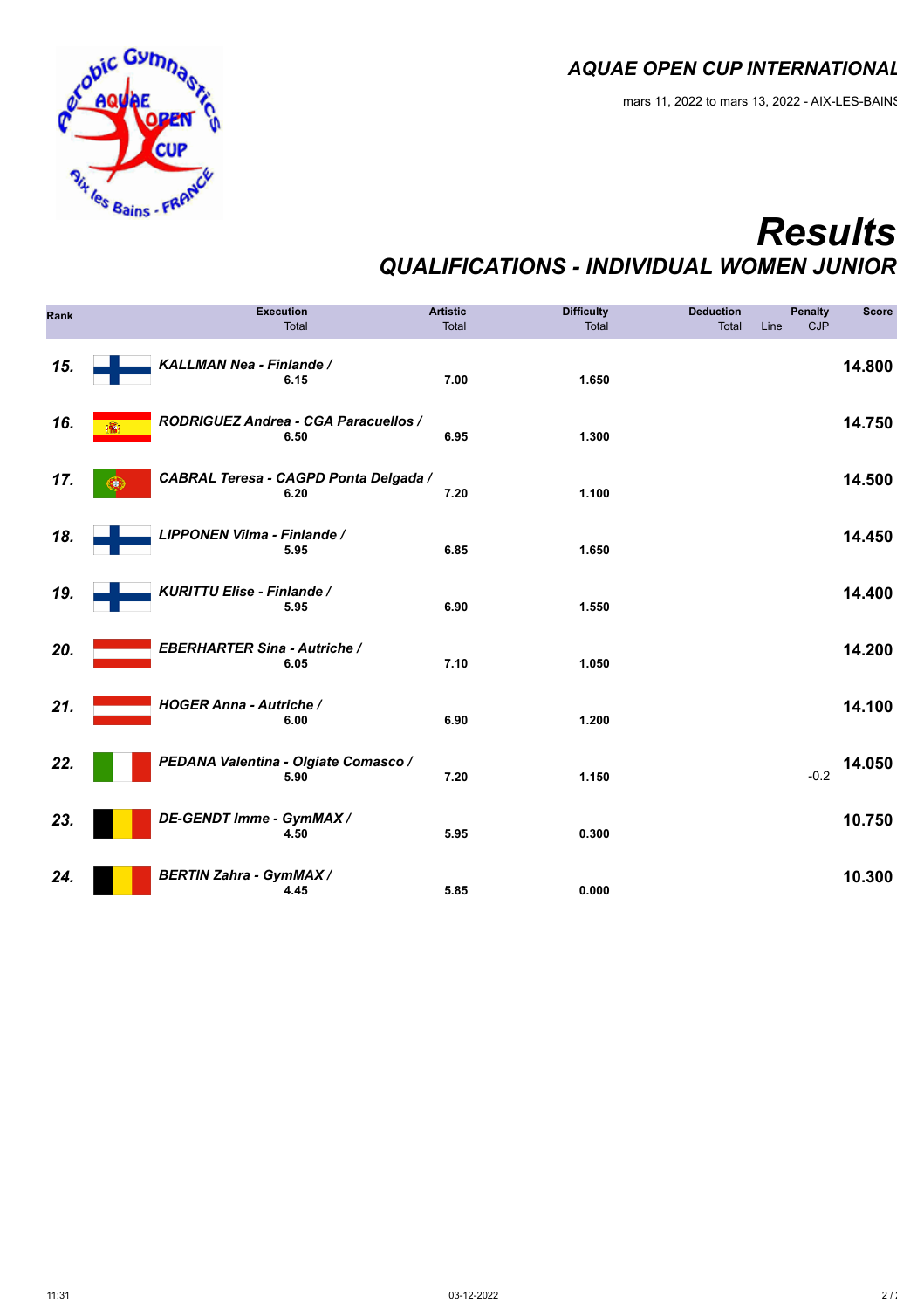# AQUAE OPEN CUP INTERNATIONAL

mars 11, 2022 to mars 13, 2022 - AIX-LES-BAINS

# Results

## QUALIFICATIONS - INDIVIDUAL WOMEN JUNIOR

| Rank | Name | Execution Total | Artistic Total | Difficulty Total | Deduction Total | Line | Penalty CJP | Score |
|---|---|---|---|---|---|---|---|---|
| 15. | KALLMAN Nea - Finlande / | 6.15 | 7.00 | 1.650 | | | | 14.800 |
| 16. | RODRIGUEZ Andrea - CGA Paracuellos / | 6.50 | 6.95 | 1.300 | | | | 14.750 |
| 17. | CABRAL Teresa - CAGPD Ponta Delgada / | 6.20 | 7.20 | 1.100 | | | | 14.500 |
| 18. | LIPPONEN Vilma - Finlande / | 5.95 | 6.85 | 1.650 | | | | 14.450 |
| 19. | KURITTU Elise - Finlande / | 5.95 | 6.90 | 1.550 | | | | 14.400 |
| 20. | EBERHARTER Sina - Autriche / | 6.05 | 7.10 | 1.050 | | | | 14.200 |
| 21. | HOGER Anna - Autriche / | 6.00 | 6.90 | 1.200 | | | | 14.100 |
| 22. | PEDANA Valentina - Olgiate Comasco / | 5.90 | 7.20 | 1.150 | | | -0.2 | 14.050 |
| 23. | DE-GENDT Imme - GymMAX / | 4.50 | 5.95 | 0.300 | | | | 10.750 |
| 24. | BERTIN Zahra - GymMAX / | 4.45 | 5.85 | 0.000 | | | | 10.300 |

11:31 03-12-2022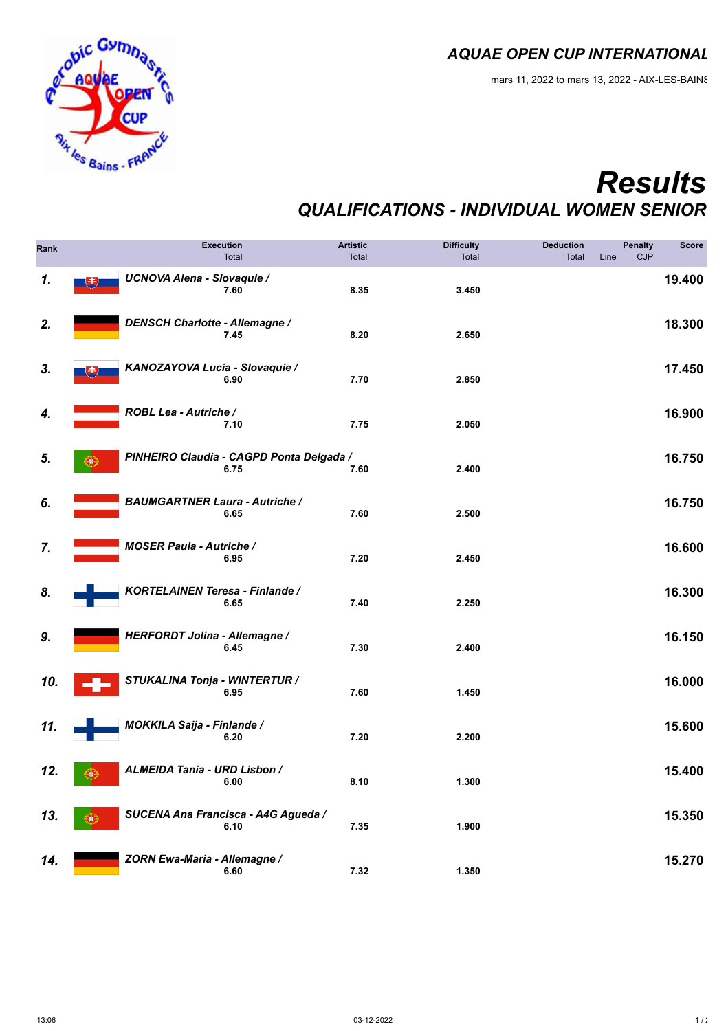# AQUAE OPEN CUP INTERNATIONAL

mars 11, 2022 to mars 13, 2022 - AIX-LES-BAINS

# Results

## QUALIFICATIONS - INDIVIDUAL WOMEN SENIOR

| Rank | Name | Execution Total | Artistic Total | Difficulty Total | Deduction Total | Penalty Line | Penalty CJP | Score |
|---|---|---|---|---|---|---|---|---|
| 1. | UCNOVA Alena - Slovaquie / | 7.60 | 8.35 | 3.450 | | | | 19.400 |
| 2. | DENSCH Charlotte - Allemagne / | 7.45 | 8.20 | 2.650 | | | | 18.300 |
| 3. | KANOZAYOVA Lucia - Slovaquie / | 6.90 | 7.70 | 2.850 | | | | 17.450 |
| 4. | ROBL Lea - Autriche / | 7.10 | 7.75 | 2.050 | | | | 16.900 |
| 5. | PINHEIRO Claudia - CAGPD Ponta Delgada / | 6.75 | 7.60 | 2.400 | | | | 16.750 |
| 6. | BAUMGARTNER Laura - Autriche / | 6.65 | 7.60 | 2.500 | | | | 16.750 |
| 7. | MOSER Paula - Autriche / | 6.95 | 7.20 | 2.450 | | | | 16.600 |
| 8. | KORTELAINEN Teresa - Finlande / | 6.65 | 7.40 | 2.250 | | | | 16.300 |
| 9. | HERFORDT Jolina - Allemagne / | 6.45 | 7.30 | 2.400 | | | | 16.150 |
| 10. | STUKALINA Tonja - WINTERTUR / | 6.95 | 7.60 | 1.450 | | | | 16.000 |
| 11. | MOKKILA Saija - Finlande / | 6.20 | 7.20 | 2.200 | | | | 15.600 |
| 12. | ALMEIDA Tania - URD Lisbon / | 6.00 | 8.10 | 1.300 | | | | 15.400 |
| 13. | SUCENA Ana Francisca - A4G Agueda / | 6.10 | 7.35 | 1.900 | | | | 15.350 |
| 14. | ZORN Ewa-Maria - Allemagne / | 6.60 | 7.32 | 1.350 | | | | 15.270 |

13:06 03-12-2022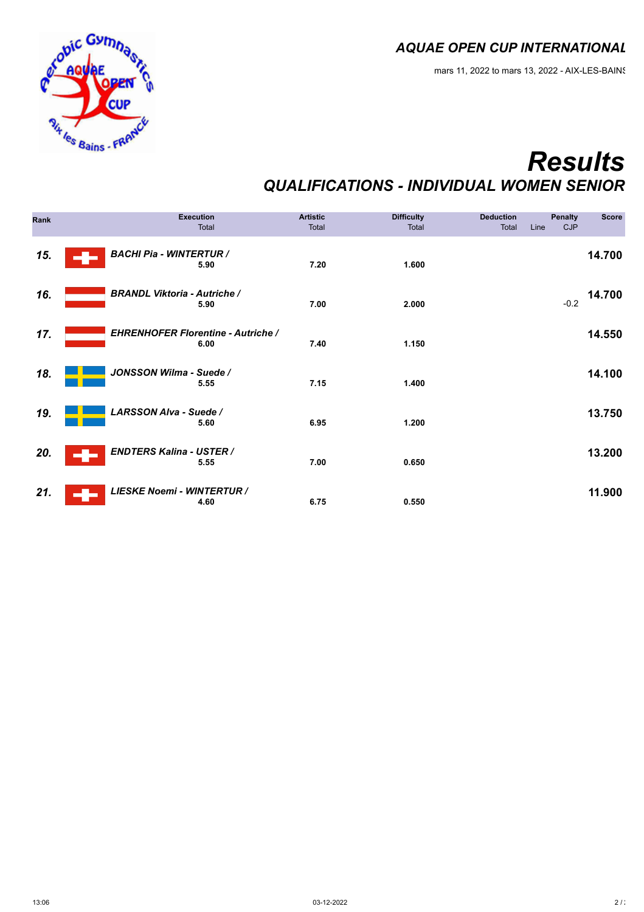# AQUAE OPEN CUP INTERNATIONAL

mars 11, 2022 to mars 13, 2022 - AIX-LES-BAINS

# Results

## QUALIFICATIONS - INDIVIDUAL WOMEN SENIOR

| Rank | Name | Execution Total | Artistic Total | Difficulty Total | Deduction Total | Penalty Line | Penalty CJP | Score |
|---|---|---|---|---|---|---|---|---|
| 15. | BACHI Pia - WINTERTUR / | 5.90 | 7.20 | 1.600 | | | | 14.700 |
| 16. | BRANDL Viktoria - Autriche / | 5.90 | 7.00 | 2.000 | | | -0.2 | 14.700 |
| 17. | EHRENHOFER Florentine - Autriche / | 6.00 | 7.40 | 1.150 | | | | 14.550 |
| 18. | JONSSON Wilma - Suede / | 5.55 | 7.15 | 1.400 | | | | 14.100 |
| 19. | LARSSON Alva - Suede / | 5.60 | 6.95 | 1.200 | | | | 13.750 |
| 20. | ENDTERS Kalina - USTER / | 5.55 | 7.00 | 0.650 | | | | 13.200 |
| 21. | LIESKE Noemi - WINTERTUR / | 4.60 | 6.75 | 0.550 | | | | 11.900 |

13:06 03-12-2022